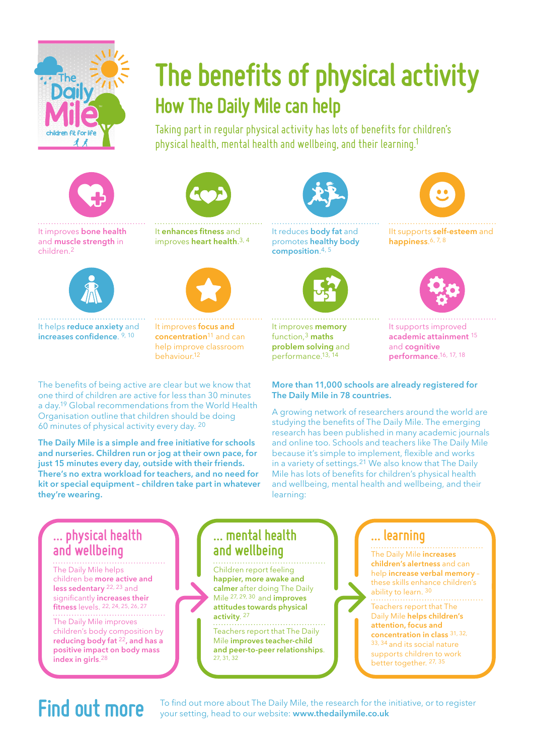# The benefits of physical activity

## How The Daily Mile can help

Taking part in regular physical activity has lots of benefits for children's physical health, mental health and wellbeing, and their learning.[1]

It improves **bone health** and **muscle strength** in children.[2]

It **enhances fitness** and improves **heart health**.[3, 4]

It reduces **body fat** and promotes **healthy body composition**.[4, 5]

It supports **self-esteem** and **happiness**.[6, 7, 8]

It helps **reduce anxiety** and **increases confidence**.[9, 10]

It improves **focus and concentration**[11] and can help improve classroom behaviour.[12]

It improves **memory** function,[3] **maths problem solving** and performance.[13, 14]

It supports improved **academic attainment**[15] and **cognitive performance**.[16, 17, 18]

The benefits of being active are clear but we know that one third of children are active for less than 30 minutes a day.[19] Global recommendations from the World Health Organisation outline that children should be doing 60 minutes of physical activity every day.[20]

**The Daily Mile is a simple and free initiative for schools and nurseries. Children run or jog at their own pace, for just 15 minutes every day, outside with their friends. There's no extra workload for teachers, and no need for kit or special equipment – children take part in whatever they're wearing.**

**More than 11,000 schools are already registered for The Daily Mile in 78 countries.**

A growing network of researchers around the world are studying the benefits of The Daily Mile. The emerging research has been published in many academic journals and online too. Schools and teachers like The Daily Mile because it's simple to implement, flexible and works in a variety of settings.[21] We also know that The Daily Mile has lots of benefits for children's physical health and wellbeing, mental health and wellbeing, and their learning:

### ... physical health and wellbeing

The Daily Mile helps children be **more active and less sedentary**[22, 23] and significantly **increases their fitness** levels.[22, 24, 25, 26, 27]

The Daily Mile improves children's body composition by **reducing body fat**[22], **and has a positive impact on body mass index in girls**.[28]

### ... mental health and wellbeing

Children report feeling **happier, more awake and calmer** after doing The Daily Mile[27, 29, 30] and **improves attitudes towards physical activity**.[27]

Teachers report that The Daily Mile **improves teacher-child and peer-to-peer relationships**.[27, 31, 32]

### ... learning

The Daily Mile **increases children's alertness** and can help **increase verbal memory** – these skills enhance children's ability to learn.[30]

Teachers report that The Daily Mile **helps children's attention, focus and concentration in class**[31, 32, 33, 34] and its social nature supports children to work better together.[27, 35]

## Find out more

To find out more about The Daily Mile, the research for the initiative, or to register your setting, head to our website: **www.thedailymile.co.uk**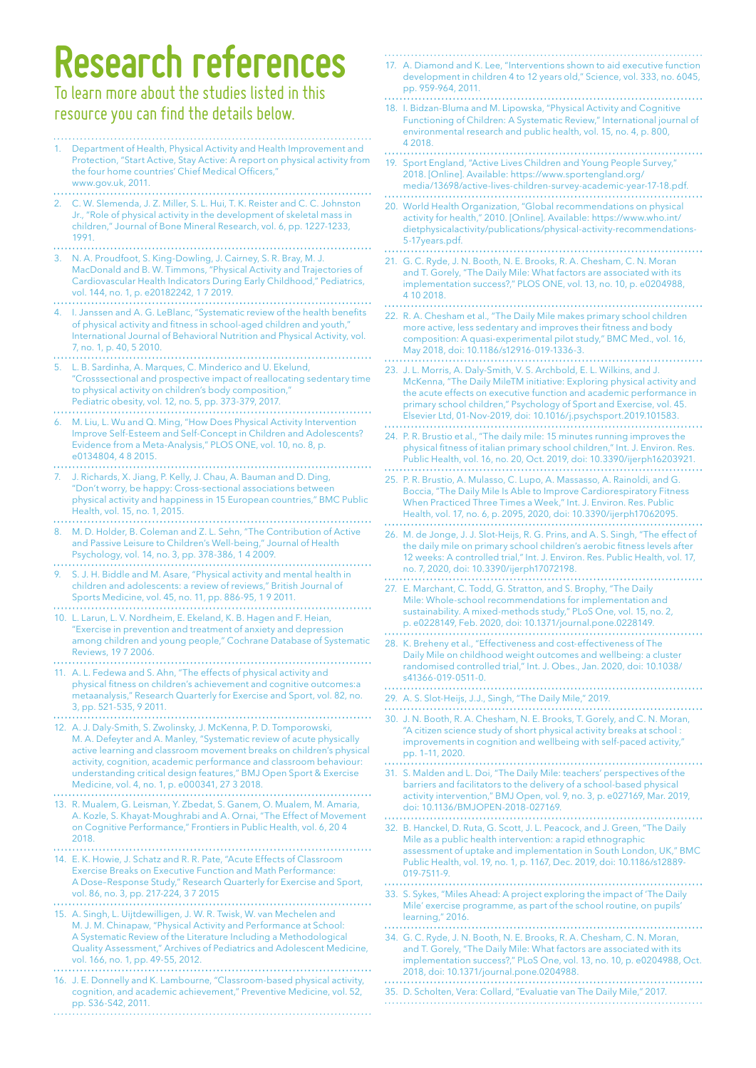# Research references

## To learn more about the studies listed in this resource you can find the details below.

1. Department of Health, Physical Activity and Health Improvement and Protection, "Start Active, Stay Active: A report on physical activity from the four home countries' Chief Medical Officers," www.gov.uk, 2011.
2. C. W. Slemenda, J. Z. Miller, S. L. Hui, T. K. Reister and C. C. Johnston Jr., "Role of physical activity in the development of skeletal mass in children," Journal of Bone Mineral Research, vol. 6, pp. 1227-1233, 1991.
3. N. A. Proudfoot, S. King-Dowling, J. Cairney, S. R. Bray, M. J. MacDonald and B. W. Timmons, "Physical Activity and Trajectories of Cardiovascular Health Indicators During Early Childhood," Pediatrics, vol. 144, no. 1, p. e20182242, 1 7 2019.
4. I. Janssen and A. G. LeBlanc, "Systematic review of the health benefits of physical activity and fitness in school-aged children and youth," International Journal of Behavioral Nutrition and Physical Activity, vol. 7, no. 1, p. 40, 5 2010.
5. L. B. Sardinha, A. Marques, C. Minderico and U. Ekelund, "Crosssectional and prospective impact of reallocating sedentary time to physical activity on children's body composition," Pediatric obesity, vol. 12, no. 5, pp. 373-379, 2017.
6. M. Liu, L. Wu and Q. Ming, "How Does Physical Activity Intervention Improve Self-Esteem and Self-Concept in Children and Adolescents? Evidence from a Meta-Analysis," PLOS ONE, vol. 10, no. 8, p. e0134804, 4 8 2015.
7. J. Richards, X. Jiang, P. Kelly, J. Chau, A. Bauman and D. Ding, "Don't worry, be happy: Cross-sectional associations between physical activity and happiness in 15 European countries," BMC Public Health, vol. 15, no. 1, 2015.
8. M. D. Holder, B. Coleman and Z. L. Sehn, "The Contribution of Active and Passive Leisure to Children's Well-being," Journal of Health Psychology, vol. 14, no. 3, pp. 378-386, 1 4 2009.
9. S. J. H. Biddle and M. Asare, "Physical activity and mental health in children and adolescents: a review of reviews," British Journal of Sports Medicine, vol. 45, no. 11, pp. 886-95, 1 9 2011.
10. L. Larun, L. V. Nordheim, E. Ekeland, K. B. Hagen and F. Heian, "Exercise in prevention and treatment of anxiety and depression among children and young people," Cochrane Database of Systematic Reviews, 19 7 2006.
11. A. L. Fedewa and S. Ahn, "The effects of physical activity and physical fitness on children's achievement and cognitive outcomes:a metaanalysis," Research Quarterly for Exercise and Sport, vol. 82, no. 3, pp. 521-535, 9 2011.
12. A. J. Daly-Smith, S. Zwolinsky, J. McKenna, P. D. Tomporowski, M. A. Defeyter and A. Manley, "Systematic review of acute physically active learning and classroom movement breaks on children's physical activity, cognition, academic performance and classroom behaviour: understanding critical design features," BMJ Open Sport & Exercise Medicine, vol. 4, no. 1, p. e000341, 27 3 2018.
13. R. Mualem, G. Leisman, Y. Zbedat, S. Ganem, O. Mualem, M. Amaria, A. Kozle, S. Khayat-Moughrabi and A. Ornai, "The Effect of Movement on Cognitive Performance," Frontiers in Public Health, vol. 6, 20 4 2018.
14. E. K. Howie, J. Schatz and R. R. Pate, "Acute Effects of Classroom Exercise Breaks on Executive Function and Math Performance: A Dose–Response Study," Research Quarterly for Exercise and Sport, vol. 86, no. 3, pp. 217-224, 3 7 2015
15. A. Singh, L. Uijtdewilligen, J. W. R. Twisk, W. van Mechelen and M. J. M. Chinapaw, "Physical Activity and Performance at School: A Systematic Review of the Literature Including a Methodological Quality Assessment," Archives of Pediatrics and Adolescent Medicine, vol. 166, no. 1, pp. 49-55, 2012.
16. J. E. Donnelly and K. Lambourne, "Classroom-based physical activity, cognition, and academic achievement," Preventive Medicine, vol. 52, pp. S36-S42, 2011.
17. A. Diamond and K. Lee, "Interventions shown to aid executive function development in children 4 to 12 years old," Science, vol. 333, no. 6045, pp. 959-964, 2011.
18. I. Bidzan-Bluma and M. Lipowska, "Physical Activity and Cognitive Functioning of Children: A Systematic Review," International journal of environmental research and public health, vol. 15, no. 4, p. 800, 4 2018.
19. Sport England, "Active Lives Children and Young People Survey," 2018. [Online]. Available: https://www.sportengland.org/media/13698/active-lives-children-survey-academic-year-17-18.pdf.
20. World Health Organization, "Global recommendations on physical activity for health," 2010. [Online]. Available: https://www.who.int/dietphysicalactivity/publications/physical-activity-recommendations-5-17years.pdf.
21. G. C. Ryde, J. N. Booth, N. E. Brooks, R. A. Chesham, C. N. Moran and T. Gorely, "The Daily Mile: What factors are associated with its implementation success?," PLOS ONE, vol. 13, no. 10, p. e0204988, 4 10 2018.
22. R. A. Chesham et al., "The Daily Mile makes primary school children more active, less sedentary and improves their fitness and body composition: A quasi-experimental pilot study," BMC Med., vol. 16, May 2018, doi: 10.1186/s12916-019-1336-3.
23. J. L. Morris, A. Daly-Smith, V. S. Archbold, E. L. Wilkins, and J. McKenna, "The Daily MileTM initiative: Exploring physical activity and the acute effects on executive function and academic performance in primary school children," Psychology of Sport and Exercise, vol. 45. Elsevier Ltd, 01-Nov-2019, doi: 10.1016/j.psychsport.2019.101583.
24. P. R. Brustio et al., "The daily mile: 15 minutes running improves the physical fitness of italian primary school children," Int. J. Environ. Res. Public Health, vol. 16, no. 20, Oct. 2019, doi: 10.3390/ijerph16203921.
25. P. R. Brustio, A. Mulasso, C. Lupo, A. Massasso, A. Rainoldi, and G. Boccia, "The Daily Mile Is Able to Improve Cardiorespiratory Fitness When Practiced Three Times a Week," Int. J. Environ. Res. Public Health, vol. 17, no. 6, p. 2095, 2020, doi: 10.3390/ijerph17062095.
26. M. de Jonge, J. J. Slot-Heijs, R. G. Prins, and A. S. Singh, "The effect of the daily mile on primary school children's aerobic fitness levels after 12 weeks: A controlled trial," Int. J. Environ. Res. Public Health, vol. 17, no. 7, 2020, doi: 10.3390/ijerph17072198.
27. E. Marchant, C. Todd, G. Stratton, and S. Brophy, "The Daily Mile: Whole-school recommendations for implementation and sustainability. A mixed-methods study," PLoS One, vol. 15, no. 2, p. e0228149, Feb. 2020, doi: 10.1371/journal.pone.0228149.
28. K. Breheny et al., "Effectiveness and cost-effectiveness of The Daily Mile on childhood weight outcomes and wellbeing: a cluster randomised controlled trial," Int. J. Obes., Jan. 2020, doi: 10.1038/s41366-019-0511-0.
29. A. S. Slot-Heijs, J.J., Singh, "The Daily Mile," 2019.
30. J. N. Booth, R. A. Chesham, N. E. Brooks, T. Gorely, and C. N. Moran, "A citizen science study of short physical activity breaks at school : improvements in cognition and wellbeing with self-paced activity," pp. 1-11, 2020.
31. S. Malden and L. Doi, "The Daily Mile: teachers' perspectives of the barriers and facilitators to the delivery of a school-based physical activity intervention," BMJ Open, vol. 9, no. 3, p. e027169, Mar. 2019, doi: 10.1136/BMJOPEN-2018-027169.
32. B. Hanckel, D. Ruta, G. Scott, J. L. Peacock, and J. Green, "The Daily Mile as a public health intervention: a rapid ethnographic assessment of uptake and implementation in South London, UK," BMC Public Health, vol. 19, no. 1, p. 1167, Dec. 2019, doi: 10.1186/s12889-019-7511-9.
33. S. Sykes, "Miles Ahead: A project exploring the impact of 'The Daily Mile' exercise programme, as part of the school routine, on pupils' learning," 2016.
34. G. C. Ryde, J. N. Booth, N. E. Brooks, R. A. Chesham, C. N. Moran, and T. Gorely, "The Daily Mile: What factors are associated with its implementation success?," PLoS One, vol. 13, no. 10, p. e0204988, Oct. 2018, doi: 10.1371/journal.pone.0204988.
35. D. Scholten, Vera: Collard, "Evaluatie van The Daily Mile," 2017.